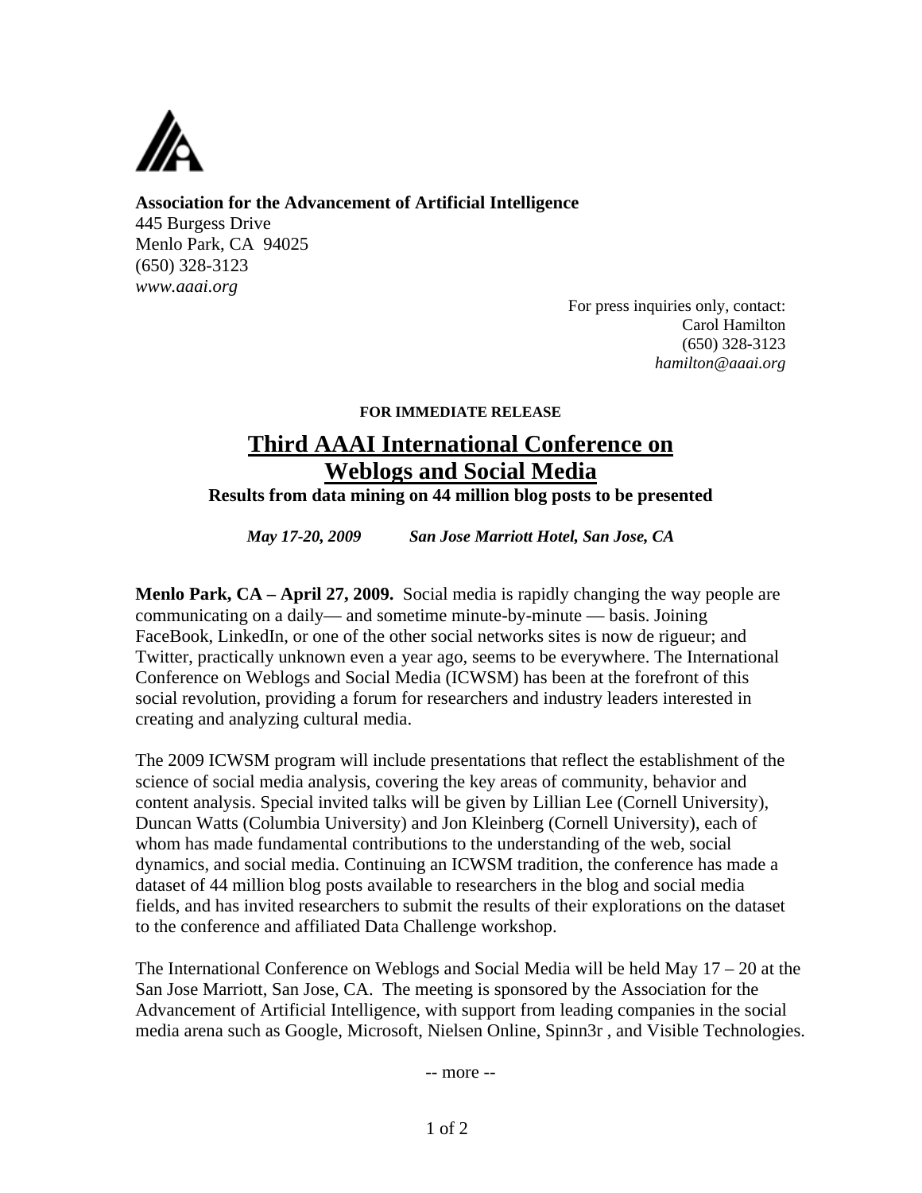**Association for the Advancement of Artificial Intelligence**
445 Burgess Drive
Menlo Park, CA 94025
(650) 328-3123
*www.aaai.org*

For press inquiries only, contact:
Carol Hamilton
(650) 328-3123
*hamilton@aaai.org*

**FOR IMMEDIATE RELEASE**

# Third AAAI International Conference on Weblogs and Social Media

**Results from data mining on 44 million blog posts to be presented**

***May 17-20, 2009 San Jose Marriott Hotel, San Jose, CA***

**Menlo Park, CA – April 27, 2009.** Social media is rapidly changing the way people are communicating on a daily— and sometime minute-by-minute — basis. Joining FaceBook, LinkedIn, or one of the other social networks sites is now de rigueur; and Twitter, practically unknown even a year ago, seems to be everywhere. The International Conference on Weblogs and Social Media (ICWSM) has been at the forefront of this social revolution, providing a forum for researchers and industry leaders interested in creating and analyzing cultural media.

The 2009 ICWSM program will include presentations that reflect the establishment of the science of social media analysis, covering the key areas of community, behavior and content analysis. Special invited talks will be given by Lillian Lee (Cornell University), Duncan Watts (Columbia University) and Jon Kleinberg (Cornell University), each of whom has made fundamental contributions to the understanding of the web, social dynamics, and social media. Continuing an ICWSM tradition, the conference has made a dataset of 44 million blog posts available to researchers in the blog and social media fields, and has invited researchers to submit the results of their explorations on the dataset to the conference and affiliated Data Challenge workshop.

The International Conference on Weblogs and Social Media will be held May 17 – 20 at the San Jose Marriott, San Jose, CA. The meeting is sponsored by the Association for the Advancement of Artificial Intelligence, with support from leading companies in the social media arena such as Google, Microsoft, Nielsen Online, Spinn3r , and Visible Technologies.

-- more --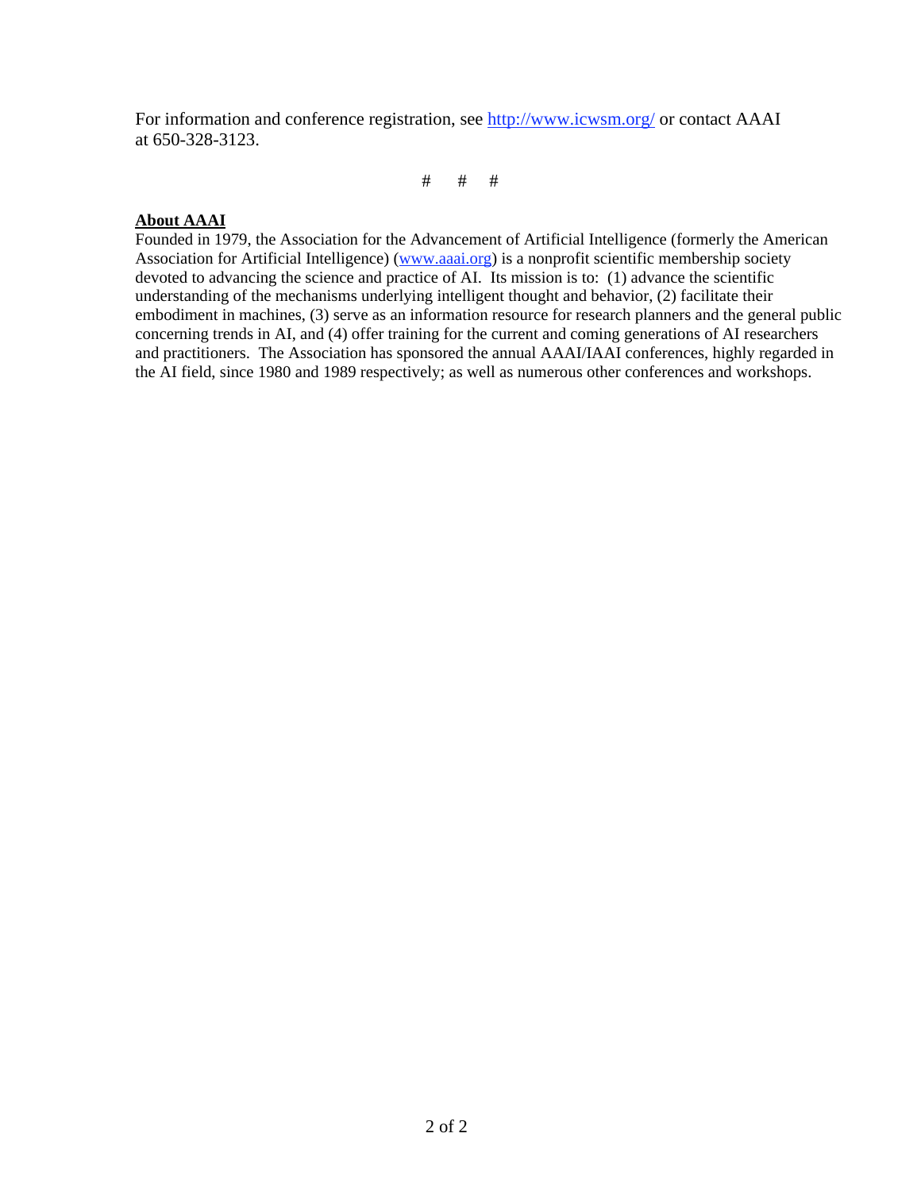For information and conference registration, see http://www.icwsm.org/ or contact AAAI at 650-328-3123.

# # #

**About AAAI**

Founded in 1979, the Association for the Advancement of Artificial Intelligence (formerly the American Association for Artificial Intelligence) (www.aaai.org) is a nonprofit scientific membership society devoted to advancing the science and practice of AI. Its mission is to: (1) advance the scientific understanding of the mechanisms underlying intelligent thought and behavior, (2) facilitate their embodiment in machines, (3) serve as an information resource for research planners and the general public concerning trends in AI, and (4) offer training for the current and coming generations of AI researchers and practitioners. The Association has sponsored the annual AAAI/IAAI conferences, highly regarded in the AI field, since 1980 and 1989 respectively; as well as numerous other conferences and workshops.